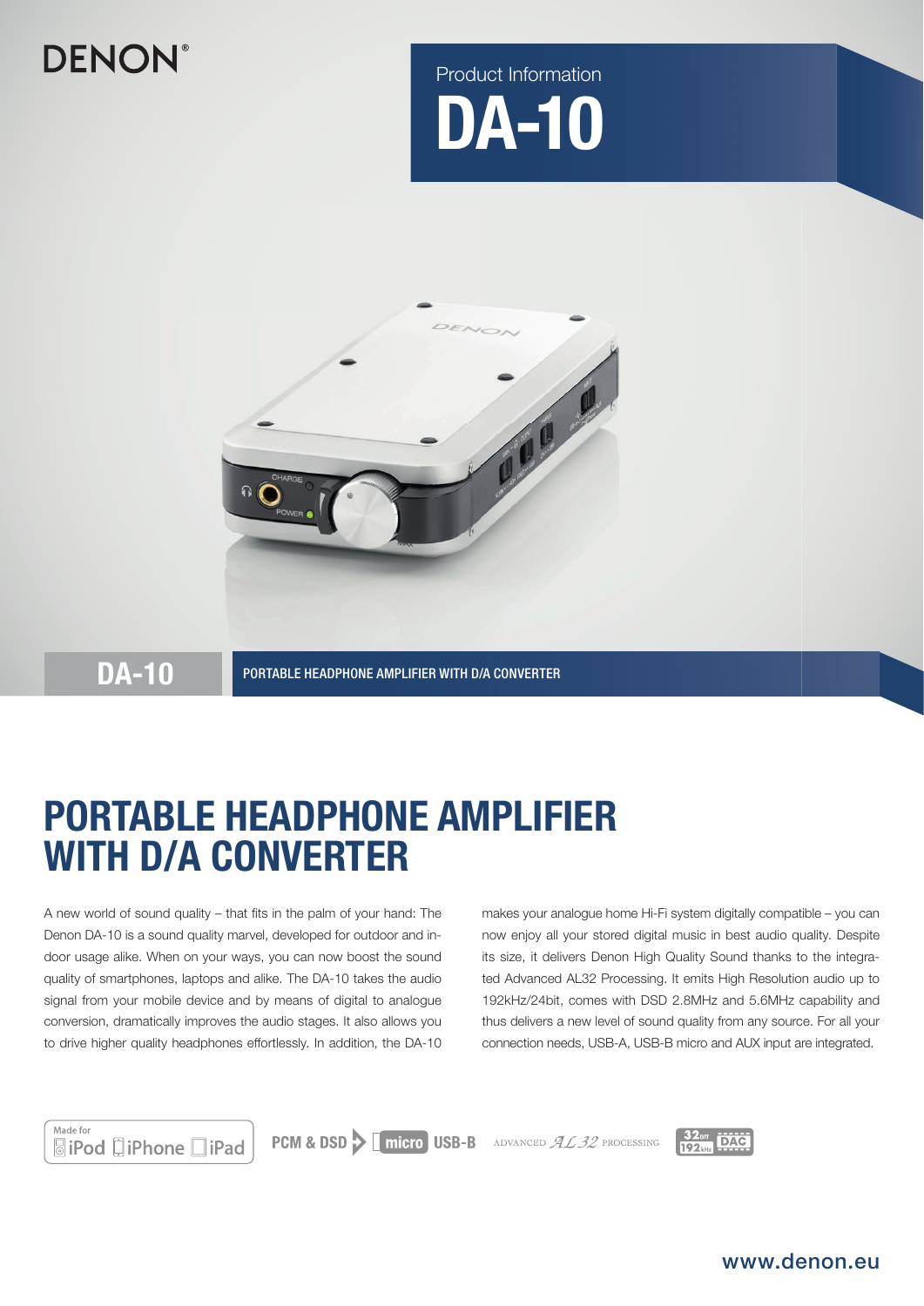DENON®

Product Information

# DA-10

**DA-10** PORTABLE HEADPHONE AMPLIFIER WITH D/A CONVERTER

## PORTABLE HEADPHONE AMPLIFIER WITH D/A CONVERTER

A new world of sound quality – that fits in the palm of your hand: The Denon DA-10 is a sound quality marvel, developed for outdoor and indoor usage alike. When on your ways, you can now boost the sound quality of smartphones, laptops and alike. The DA-10 takes the audio signal from your mobile device and by means of digital to analogue conversion, dramatically improves the audio stages. It also allows you to drive higher quality headphones effortlessly. In addition, the DA-10 makes your analogue home Hi-Fi system digitally compatible – you can now enjoy all your stored digital music in best audio quality. Despite its size, it delivers Denon High Quality Sound thanks to the integrated Advanced AL32 Processing. It emits High Resolution audio up to 192kHz/24bit, comes with DSD 2.8MHz and 5.6MHz capability and thus delivers a new level of sound quality from any source. For all your connection needs, USB-A, USB-B micro and AUX input are integrated.

Made for iPod iPhone iPad | PCM & DSD | micro USB-B | ADVANCED AL32 PROCESSING | 32bit 192kHz DAC

www.denon.eu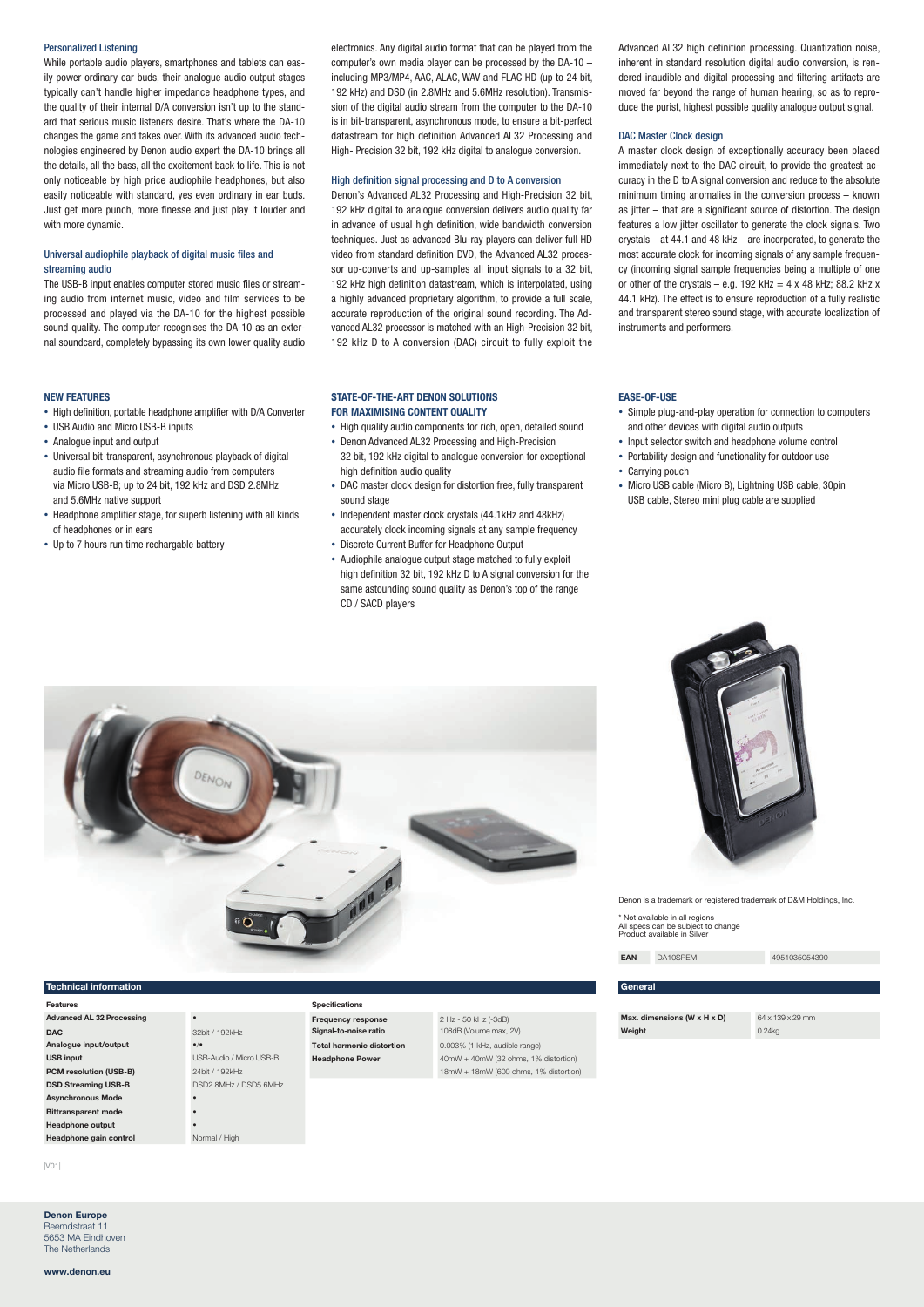### Personalized Listening

While portable audio players, smartphones and tablets can easily power ordinary ear buds, their analogue audio output stages typically can't handle higher impedance headphone types, and the quality of their internal D/A conversion isn't up to the standard that serious music listeners desire. That's where the DA-10 changes the game and takes over. With its advanced audio technologies engineered by Denon audio expert the DA-10 brings all the details, all the bass, all the excitement back to life. This is not only noticeable by high price audiophile headphones, but also easily noticeable with standard, yes even ordinary in ear buds. Just get more punch, more finesse and just play it louder and with more dynamic.

### Universal audiophile playback of digital music files and streaming audio

The USB-B input enables computer stored music files or streaming audio from internet music, video and film services to be processed and played via the DA-10 for the highest possible sound quality. The computer recognises the DA-10 as an external soundcard, completely bypassing its own lower quality audio electronics. Any digital audio format that can be played from the computer's own media player can be processed by the DA-10 – including MP3/MP4, AAC, ALAC, WAV and FLAC HD (up to 24 bit, 192 kHz) and DSD (in 2.8MHz and 5.6MHz resolution). Transmission of the digital audio stream from the computer to the DA-10 is in bit-transparent, asynchronous mode, to ensure a bit-perfect datastream for high definition Advanced AL32 Processing and High- Precision 32 bit, 192 kHz digital to analogue conversion.

### High definition signal processing and D to A conversion

Denon's Advanced AL32 Processing and High-Precision 32 bit, 192 kHz digital to analogue conversion delivers audio quality far in advance of usual high definition, wide bandwidth conversion techniques. Just as advanced Blu-ray players can deliver full HD video from standard definition DVD, the Advanced AL32 processor up-converts and up-samples all input signals to a 32 bit, 192 kHz high definition datastream, which is interpolated, using a highly advanced proprietary algorithm, to provide a full scale, accurate reproduction of the original sound recording. The Advanced AL32 processor is matched with an High-Precision 32 bit, 192 kHz D to A conversion (DAC) circuit to fully exploit the Advanced AL32 high definition processing. Quantization noise, inherent in standard resolution digital audio conversion, is rendered inaudible and digital processing and filtering artifacts are moved far beyond the range of human hearing, so as to reproduce the purist, highest possible quality analogue output signal.

### DAC Master Clock design

A master clock design of exceptionally accuracy been placed immediately next to the DAC circuit, to provide the greatest accuracy in the D to A signal conversion and reduce to the absolute minimum timing anomalies in the conversion process – known as jitter – that are a significant source of distortion. The design features a low jitter oscillator to generate the clock signals. Two crystals – at 44.1 and 48 kHz – are incorporated, to generate the most accurate clock for incoming signals of any sample frequency (incoming signal sample frequencies being a multiple of one or other of the crystals – e.g. 192 kHz = 4 x 48 kHz; 88.2 kHz x 44.1 kHz). The effect is to ensure reproduction of a fully realistic and transparent stereo sound stage, with accurate localization of instruments and performers.

### NEW FEATURES

- High definition, portable headphone amplifier with D/A Converter
- USB Audio and Micro USB-B inputs
- Analogue input and output
- Universal bit-transparent, asynchronous playback of digital audio file formats and streaming audio from computers via Micro USB-B; up to 24 bit, 192 kHz and DSD 2.8MHz and 5.6MHz native support
- Headphone amplifier stage, for superb listening with all kinds of headphones or in ears
- Up to 7 hours run time rechargable battery

### STATE-OF-THE-ART DENON SOLUTIONS FOR MAXIMISING CONTENT QUALITY

- High quality audio components for rich, open, detailed sound
- Denon Advanced AL32 Processing and High-Precision 32 bit, 192 kHz digital to analogue conversion for exceptional high definition audio quality
- DAC master clock design for distortion free, fully transparent sound stage
- Independent master clock crystals (44.1kHz and 48kHz) accurately clock incoming signals at any sample frequency
- Discrete Current Buffer for Headphone Output
- Audiophile analogue output stage matched to fully exploit high definition 32 bit, 192 kHz D to A signal conversion for the same astounding sound quality as Denon's top of the range CD / SACD players

### EASE-OF-USE

- Simple plug-and-play operation for connection to computers and other devices with digital audio outputs
- Input selector switch and headphone volume control
- Portability design and functionality for outdoor use
- Carrying pouch
- Micro USB cable (Micro B), Lightning USB cable, 30pin USB cable, Stereo mini plug cable are supplied

Denon is a trademark or registered trademark of D&M Holdings, Inc.

\* Not available in all regions
All specs can be subject to change
Product available in Silver

| | | |
|---|---|---|
| EAN | DA10SPEM | 4951035054390 |

## Technical information

| Features | |
|---|---|
| Advanced AL 32 Processing | • |
| DAC | 32bit / 192kHz |
| Analogue input/output | •/• |
| USB input | USB-Audio / Micro USB-B |
| PCM resolution (USB-B) | 24bit / 192kHz |
| DSD Streaming USB-B | DSD2.8MHz / DSD5.6MHz |
| Asynchronous Mode | • |
| Bittransparent mode | • |
| Headphone output | • |
| Headphone gain control | Normal / High |

| Specifications | |
|---|---|
| Frequency response | 2 Hz - 50 kHz (-3dB) |
| Signal-to-noise ratio | 108dB (Volume max, 2V) |
| Total harmonic distortion | 0.003% (1 kHz, audible range) |
| Headphone Power | 40mW + 40mW (32 ohms, 1% distortion) |
| | 18mW + 18mW (600 ohms, 1% distortion) |

## General

| | |
|---|---|
| Max. dimensions (W x H x D) | 64 x 139 x 29 mm |
| Weight | 0.24kg |

|V01|

**Denon Europe**
Beemdstraat 11
5653 MA Eindhoven
The Netherlands

**www.denon.eu**